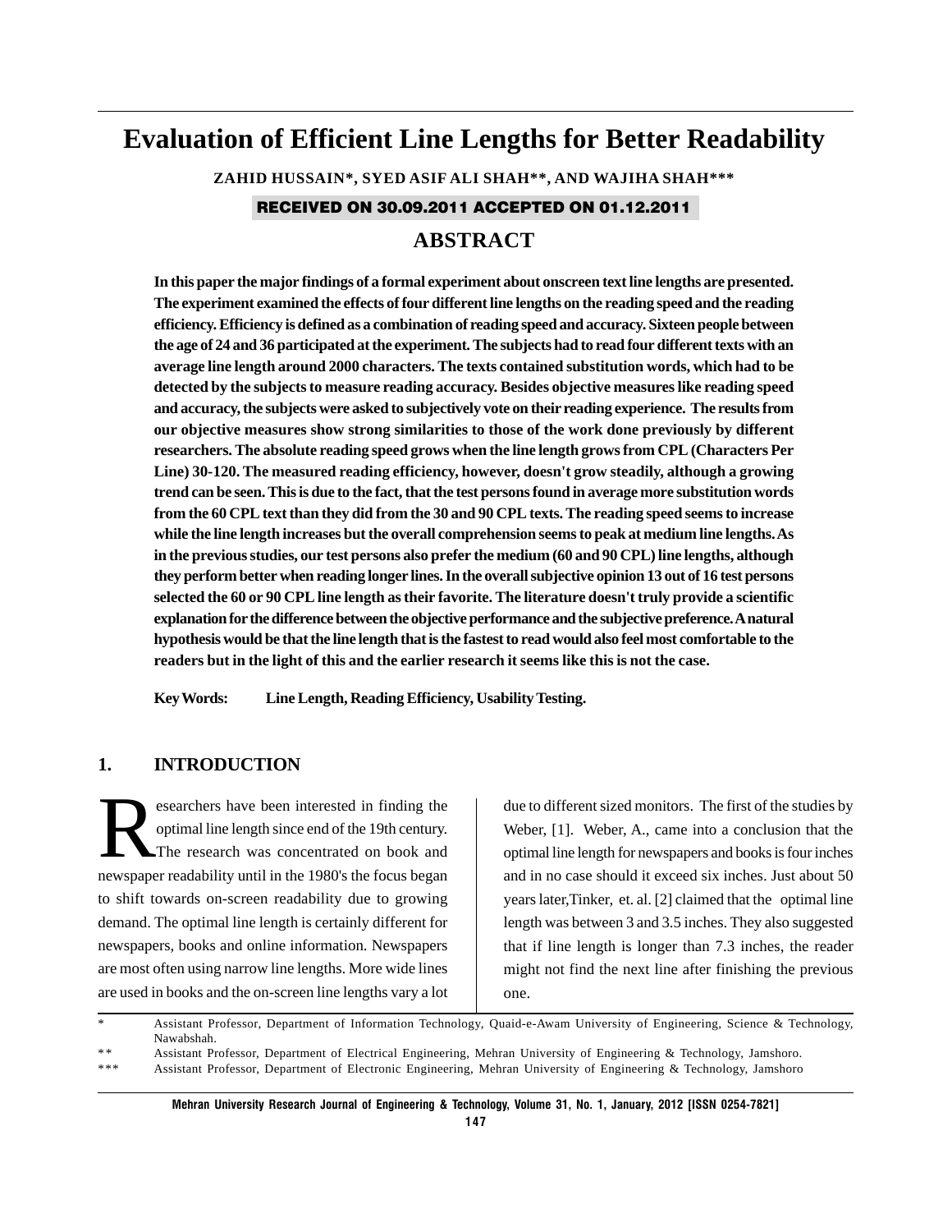# Evaluation of Efficient Line Lengths for Better Readability

**ZAHID HUSSAIN\*, SYED ASIF ALI SHAH\*\*, AND WAJIHA SHAH\*\*\***

**RECEIVED ON 30.09.2011 ACCEPTED ON 01.12.2011**

## ABSTRACT

**In this paper the major findings of a formal experiment about onscreen text line lengths are presented. The experiment examined the effects of four different line lengths on the reading speed and the reading efficiency. Efficiency is defined as a combination of reading speed and accuracy. Sixteen people between the age of 24 and 36 participated at the experiment. The subjects had to read four different texts with an average line length around 2000 characters. The texts contained substitution words, which had to be detected by the subjects to measure reading accuracy. Besides objective measures like reading speed and accuracy, the subjects were asked to subjectively vote on their reading experience. The results from our objective measures show strong similarities to those of the work done previously by different researchers. The absolute reading speed grows when the line length grows from CPL (Characters Per Line) 30-120. The measured reading efficiency, however, doesn't grow steadily, although a growing trend can be seen. This is due to the fact, that the test persons found in average more substitution words from the 60 CPL text than they did from the 30 and 90 CPL texts. The reading speed seems to increase while the line length increases but the overall comprehension seems to peak at medium line lengths. As in the previous studies, our test persons also prefer the medium (60 and 90 CPL) line lengths, although they perform better when reading longer lines. In the overall subjective opinion 13 out of 16 test persons selected the 60 or 90 CPL line length as their favorite. The literature doesn't truly provide a scientific explanation for the difference between the objective performance and the subjective preference. A natural hypothesis would be that the line length that is the fastest to read would also feel most comfortable to the readers but in the light of this and the earlier research it seems like this is not the case.**

**Key Words: Line Length, Reading Efficiency, Usability Testing.**

## 1. INTRODUCTION

Researchers have been interested in finding the optimal line length since end of the 19th century. The research was concentrated on book and newspaper readability until in the 1980's the focus began to shift towards on-screen readability due to growing demand. The optimal line length is certainly different for newspapers, books and online information. Newspapers are most often using narrow line lengths. More wide lines are used in books and the on-screen line lengths vary a lot due to different sized monitors. The first of the studies by Weber, [1]. Weber, A., came into a conclusion that the optimal line length for newspapers and books is four inches and in no case should it exceed six inches. Just about 50 years later,Tinker, et. al. [2] claimed that the optimal line length was between 3 and 3.5 inches. They also suggested that if line length is longer than 7.3 inches, the reader might not find the next line after finishing the previous one.

\* Assistant Professor, Department of Information Technology, Quaid-e-Awam University of Engineering, Science & Technology, Nawabshah.

\*\* Assistant Professor, Department of Electrical Engineering, Mehran University of Engineering & Technology, Jamshoro.

\*\*\* Assistant Professor, Department of Electronic Engineering, Mehran University of Engineering & Technology, Jamshoro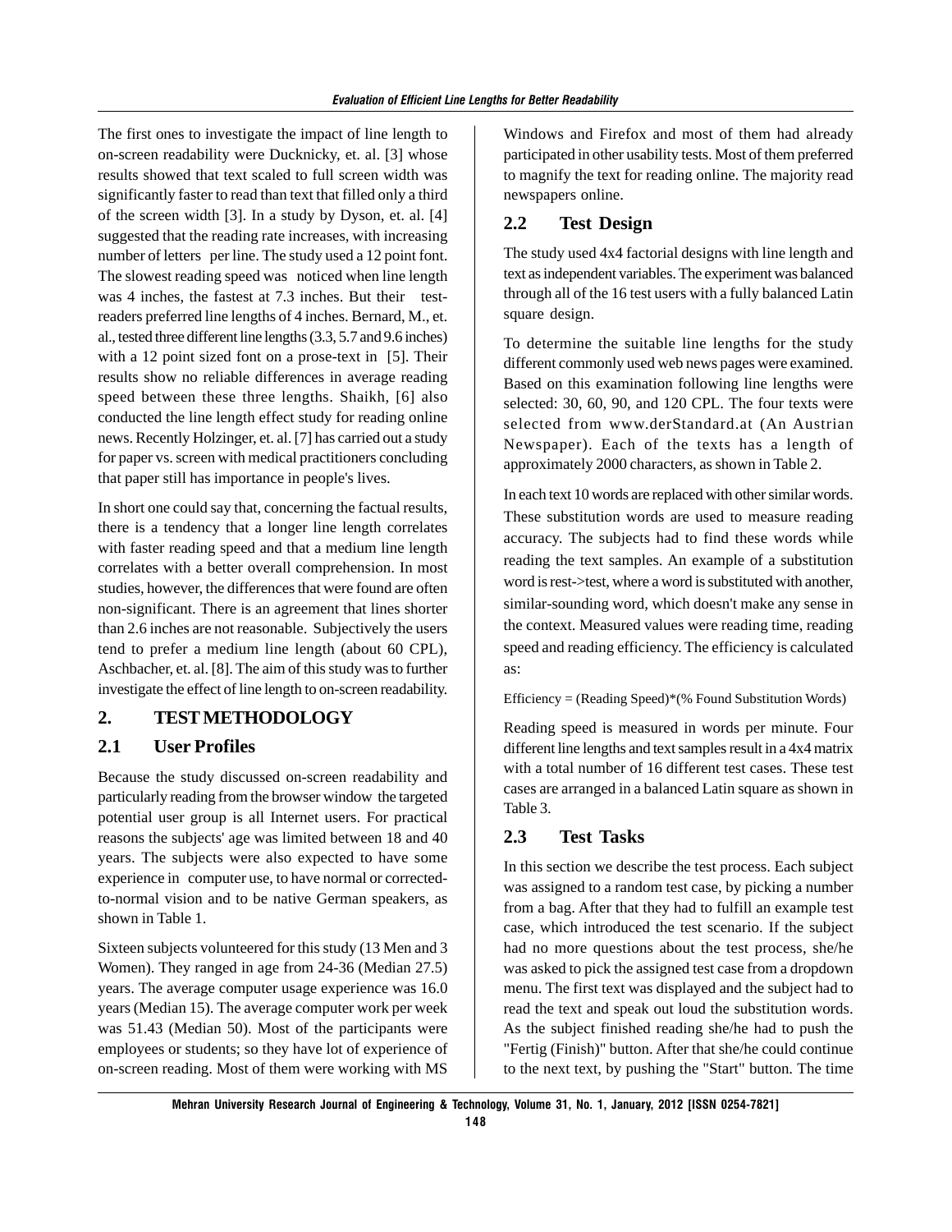The first ones to investigate the impact of line length to on-screen readability were Ducknicky, et. al. [3] whose results showed that text scaled to full screen width was significantly faster to read than text that filled only a third of the screen width [3]. In a study by Dyson, et. al. [4] suggested that the reading rate increases, with increasing number of letters per line. The study used a 12 point font. The slowest reading speed was noticed when line length was 4 inches, the fastest at 7.3 inches. But their test-readers preferred line lengths of 4 inches. Bernard, M., et. al., tested three different line lengths (3.3, 5.7 and 9.6 inches) with a 12 point sized font on a prose-text in [5]. Their results show no reliable differences in average reading speed between these three lengths. Shaikh, [6] also conducted the line length effect study for reading online news. Recently Holzinger, et. al. [7] has carried out a study for paper vs. screen with medical practitioners concluding that paper still has importance in people's lives.

In short one could say that, concerning the factual results, there is a tendency that a longer line length correlates with faster reading speed and that a medium line length correlates with a better overall comprehension. In most studies, however, the differences that were found are often non-significant. There is an agreement that lines shorter than 2.6 inches are not reasonable. Subjectively the users tend to prefer a medium line length (about 60 CPL), Aschbacher, et. al. [8]. The aim of this study was to further investigate the effect of line length to on-screen readability.

## 2. TEST METHODOLOGY

### 2.1 User Profiles

Because the study discussed on-screen readability and particularly reading from the browser window the targeted potential user group is all Internet users. For practical reasons the subjects' age was limited between 18 and 40 years. The subjects were also expected to have some experience in computer use, to have normal or corrected-to-normal vision and to be native German speakers, as shown in Table 1.

Sixteen subjects volunteered for this study (13 Men and 3 Women). They ranged in age from 24-36 (Median 27.5) years. The average computer usage experience was 16.0 years (Median 15). The average computer work per week was 51.43 (Median 50). Most of the participants were employees or students; so they have lot of experience of on-screen reading. Most of them were working with MS Windows and Firefox and most of them had already participated in other usability tests. Most of them preferred to magnify the text for reading online. The majority read newspapers online.

### 2.2 Test Design

The study used 4x4 factorial designs with line length and text as independent variables. The experiment was balanced through all of the 16 test users with a fully balanced Latin square design.

To determine the suitable line lengths for the study different commonly used web news pages were examined. Based on this examination following line lengths were selected: 30, 60, 90, and 120 CPL. The four texts were selected from www.derStandard.at (An Austrian Newspaper). Each of the texts has a length of approximately 2000 characters, as shown in Table 2.

In each text 10 words are replaced with other similar words. These substitution words are used to measure reading accuracy. The subjects had to find these words while reading the text samples. An example of a substitution word is rest->test, where a word is substituted with another, similar-sounding word, which doesn't make any sense in the context. Measured values were reading time, reading speed and reading efficiency. The efficiency is calculated as:

Efficiency = (Reading Speed)*(% Found Substitution Words)

Reading speed is measured in words per minute. Four different line lengths and text samples result in a 4x4 matrix with a total number of 16 different test cases. These test cases are arranged in a balanced Latin square as shown in Table 3.

### 2.3 Test Tasks

In this section we describe the test process. Each subject was assigned to a random test case, by picking a number from a bag. After that they had to fulfill an example test case, which introduced the test scenario. If the subject had no more questions about the test process, she/he was asked to pick the assigned test case from a dropdown menu. The first text was displayed and the subject had to read the text and speak out loud the substitution words. As the subject finished reading she/he had to push the "Fertig (Finish)" button. After that she/he could continue to the next text, by pushing the "Start" button. The time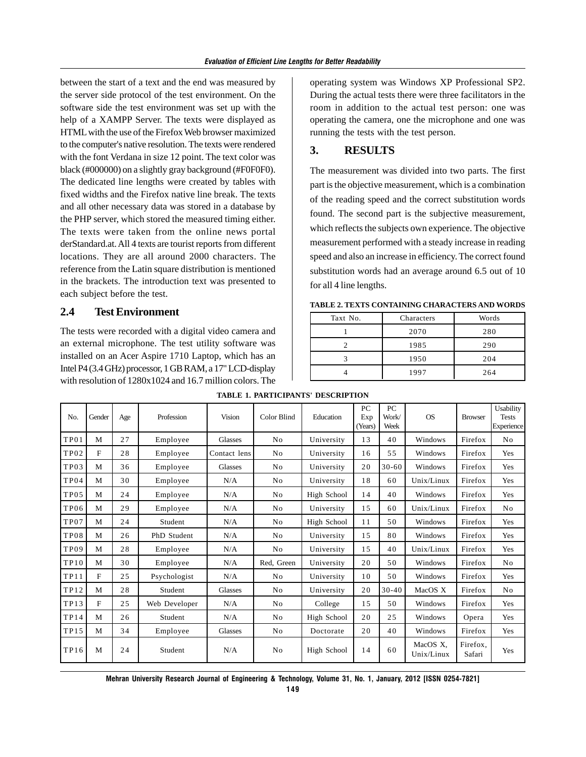between the start of a text and the end was measured by the server side protocol of the test environment. On the software side the test environment was set up with the help of a XAMPP Server. The texts were displayed as HTML with the use of the Firefox Web browser maximized to the computer's native resolution. The texts were rendered with the font Verdana in size 12 point. The text color was black (#000000) on a slightly gray background (#F0F0F0). The dedicated line lengths were created by tables with fixed widths and the Firefox native line break. The texts and all other necessary data was stored in a database by the PHP server, which stored the measured timing either. The texts were taken from the online news portal derStandard.at. All 4 texts are tourist reports from different locations. They are all around 2000 characters. The reference from the Latin square distribution is mentioned in the brackets. The introduction text was presented to each subject before the test.

## 2.4 Test Environment

The tests were recorded with a digital video camera and an external microphone. The test utility software was installed on an Acer Aspire 1710 Laptop, which has an Intel P4 (3.4 GHz) processor, 1 GB RAM, a 17" LCD-display with resolution of 1280x1024 and 16.7 million colors. The operating system was Windows XP Professional SP2. During the actual tests there were three facilitators in the room in addition to the actual test person: one was operating the camera, one the microphone and one was running the tests with the test person.

## 3. RESULTS

The measurement was divided into two parts. The first part is the objective measurement, which is a combination of the reading speed and the correct substitution words found. The second part is the subjective measurement, which reflects the subjects own experience. The objective measurement performed with a steady increase in reading speed and also an increase in efficiency. The correct found substitution words had an average around 6.5 out of 10 for all 4 line lengths.

**TABLE 2. TEXTS CONTAINING CHARACTERS AND WORDS**

| Taxt No. | Characters | Words |
|---|---|---|
| 1 | 2070 | 280 |
| 2 | 1985 | 290 |
| 3 | 1950 | 204 |
| 4 | 1997 | 264 |

**TABLE 1. PARTICIPANTS' DESCRIPTION**

| No. | Gender | Age | Profession | Vision | Color Blind | Education | PC Exp (Years) | PC Work/ Week | OS | Browser | Usability Tests Experience |
|---|---|---|---|---|---|---|---|---|---|---|---|
| TP01 | M | 27 | Employee | Glasses | No | University | 13 | 40 | Windows | Firefox | No |
| TP02 | F | 28 | Employee | Contact lens | No | University | 16 | 55 | Windows | Firefox | Yes |
| TP03 | M | 36 | Employee | Glasses | No | University | 20 | 30-60 | Windows | Firefox | Yes |
| TP04 | M | 30 | Employee | N/A | No | University | 18 | 60 | Unix/Linux | Firefox | Yes |
| TP05 | M | 24 | Employee | N/A | No | High School | 14 | 40 | Windows | Firefox | Yes |
| TP06 | M | 29 | Employee | N/A | No | University | 15 | 60 | Unix/Linux | Firefox | No |
| TP07 | M | 24 | Student | N/A | No | High School | 11 | 50 | Windows | Firefox | Yes |
| TP08 | M | 26 | PhD Student | N/A | No | University | 15 | 80 | Windows | Firefox | Yes |
| TP09 | M | 28 | Employee | N/A | No | University | 15 | 40 | Unix/Linux | Firefox | Yes |
| TP10 | M | 30 | Employee | N/A | Red, Green | University | 20 | 50 | Windows | Firefox | No |
| TP11 | F | 25 | Psychologist | N/A | No | University | 10 | 50 | Windows | Firefox | Yes |
| TP12 | M | 28 | Student | Glasses | No | University | 20 | 30-40 | MacOS X | Firefox | No |
| TP13 | F | 25 | Web Developer | N/A | No | College | 15 | 50 | Windows | Firefox | Yes |
| TP14 | M | 26 | Student | N/A | No | High School | 20 | 25 | Windows | Opera | Yes |
| TP15 | M | 34 | Employee | Glasses | No | Doctorate | 20 | 40 | Windows | Firefox | Yes |
| TP16 | M | 24 | Student | N/A | No | High School | 14 | 60 | MacOS X, Unix/Linux | Firefox, Safari | Yes |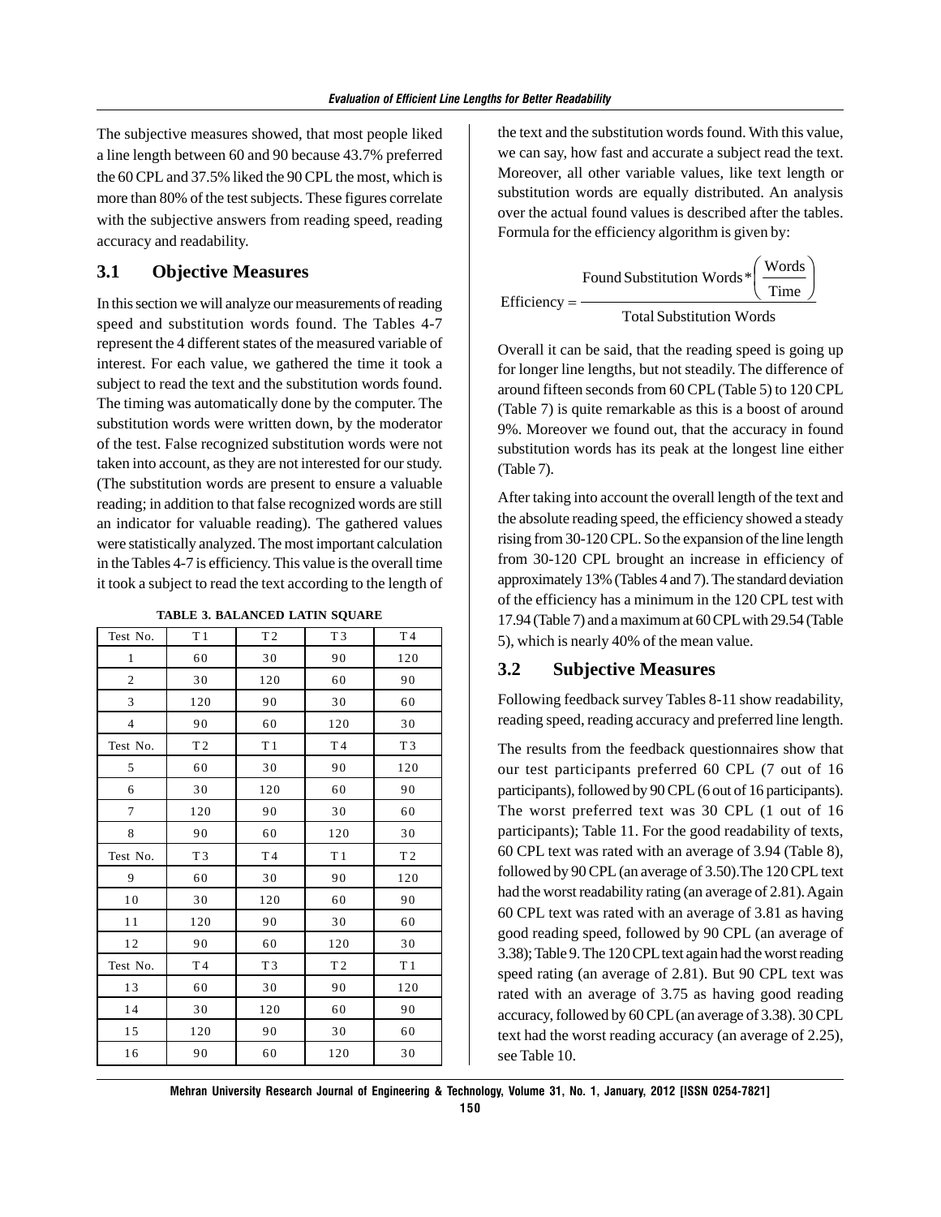The subjective measures showed, that most people liked a line length between 60 and 90 because 43.7% preferred the 60 CPL and 37.5% liked the 90 CPL the most, which is more than 80% of the test subjects. These figures correlate with the subjective answers from reading speed, reading accuracy and readability.

## 3.1 Objective Measures

In this section we will analyze our measurements of reading speed and substitution words found. The Tables 4-7 represent the 4 different states of the measured variable of interest. For each value, we gathered the time it took a subject to read the text and the substitution words found. The timing was automatically done by the computer. The substitution words were written down, by the moderator of the test. False recognized substitution words were not taken into account, as they are not interested for our study. (The substitution words are present to ensure a valuable reading; in addition to that false recognized words are still an indicator for valuable reading). The gathered values were statistically analyzed. The most important calculation in the Tables 4-7 is efficiency. This value is the overall time it took a subject to read the text according to the length of the text and the substitution words found. With this value, we can say, how fast and accurate a subject read the text. Moreover, all other variable values, like text length or substitution words are equally distributed. An analysis over the actual found values is described after the tables. Formula for the efficiency algorithm is given by:

**TABLE 3. BALANCED LATIN SQUARE**

| Test No. | T1 | T2 | T3 | T4 |
|---|---|---|---|---|
| 1 | 60 | 30 | 90 | 120 |
| 2 | 30 | 120 | 60 | 90 |
| 3 | 120 | 90 | 30 | 60 |
| 4 | 90 | 60 | 120 | 30 |
| Test No. | T2 | T1 | T4 | T3 |
| 5 | 60 | 30 | 90 | 120 |
| 6 | 30 | 120 | 60 | 90 |
| 7 | 120 | 90 | 30 | 60 |
| 8 | 90 | 60 | 120 | 30 |
| Test No. | T3 | T4 | T1 | T2 |
| 9 | 60 | 30 | 90 | 120 |
| 10 | 30 | 120 | 60 | 90 |
| 11 | 120 | 90 | 30 | 60 |
| 12 | 90 | 60 | 120 | 30 |
| Test No. | T4 | T3 | T2 | T1 |
| 13 | 60 | 30 | 90 | 120 |
| 14 | 30 | 120 | 60 | 90 |
| 15 | 120 | 90 | 30 | 60 |
| 16 | 90 | 60 | 120 | 30 |

$$\text{Efficiency} = \frac{\text{Found Substitution Words} * \left(\frac{\text{Words}}{\text{Time}}\right)}{\text{Total Substitution Words}}$$

Overall it can be said, that the reading speed is going up for longer line lengths, but not steadily. The difference of around fifteen seconds from 60 CPL (Table 5) to 120 CPL (Table 7) is quite remarkable as this is a boost of around 9%. Moreover we found out, that the accuracy in found substitution words has its peak at the longest line either (Table 7).

After taking into account the overall length of the text and the absolute reading speed, the efficiency showed a steady rising from 30-120 CPL. So the expansion of the line length from 30-120 CPL brought an increase in efficiency of approximately 13% (Tables 4 and 7). The standard deviation of the efficiency has a minimum in the 120 CPL test with 17.94 (Table 7) and a maximum at 60 CPL with 29.54 (Table 5), which is nearly 40% of the mean value.

## 3.2 Subjective Measures

Following feedback survey Tables 8-11 show readability, reading speed, reading accuracy and preferred line length.

The results from the feedback questionnaires show that our test participants preferred 60 CPL (7 out of 16 participants), followed by 90 CPL (6 out of 16 participants). The worst preferred text was 30 CPL (1 out of 16 participants); Table 11. For the good readability of texts, 60 CPL text was rated with an average of 3.94 (Table 8), followed by 90 CPL (an average of 3.50).The 120 CPL text had the worst readability rating (an average of 2.81). Again 60 CPL text was rated with an average of 3.81 as having good reading speed, followed by 90 CPL (an average of 3.38); Table 9. The 120 CPL text again had the worst reading speed rating (an average of 2.81). But 90 CPL text was rated with an average of 3.75 as having good reading accuracy, followed by 60 CPL (an average of 3.38). 30 CPL text had the worst reading accuracy (an average of 2.25), see Table 10.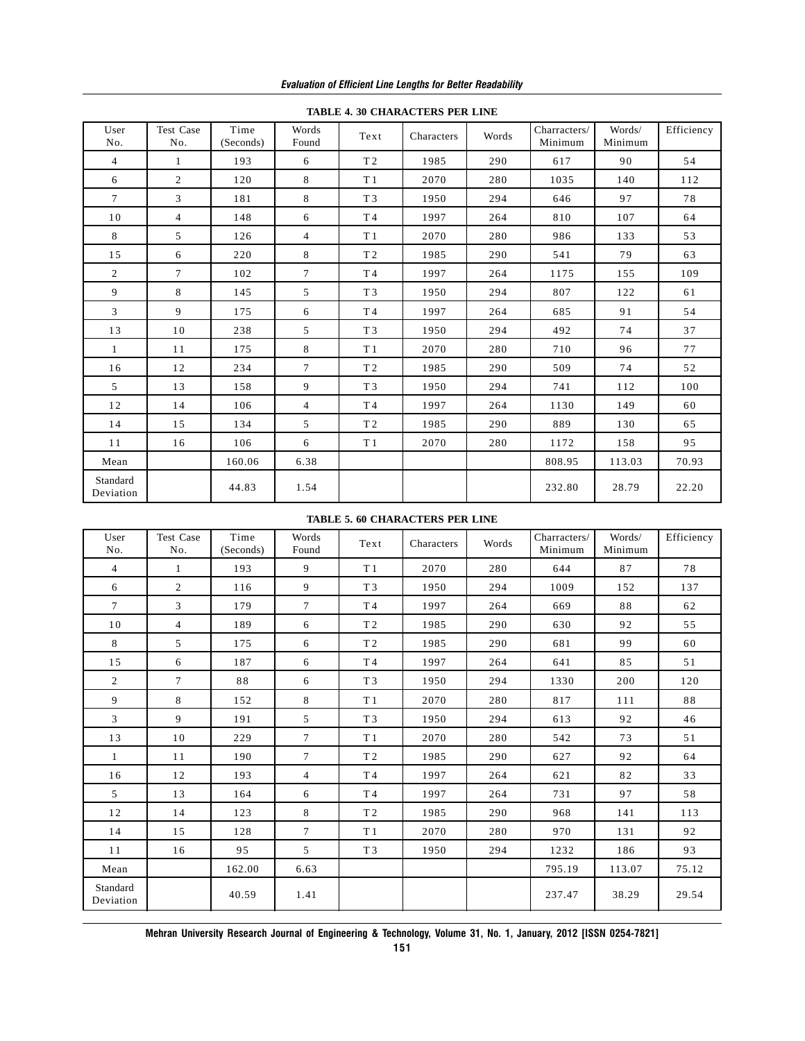**TABLE 4. 30 CHARACTERS PER LINE**

| User No. | Test Case No. | Time (Seconds) | Words Found | Text | Characters | Words | Charracters/ Minimum | Words/ Minimum | Efficiency |
|---|---|---|---|---|---|---|---|---|---|
| 4 | 1 | 193 | 6 | T2 | 1985 | 290 | 617 | 90 | 54 |
| 6 | 2 | 120 | 8 | T1 | 2070 | 280 | 1035 | 140 | 112 |
| 7 | 3 | 181 | 8 | T3 | 1950 | 294 | 646 | 97 | 78 |
| 10 | 4 | 148 | 6 | T4 | 1997 | 264 | 810 | 107 | 64 |
| 8 | 5 | 126 | 4 | T1 | 2070 | 280 | 986 | 133 | 53 |
| 15 | 6 | 220 | 8 | T2 | 1985 | 290 | 541 | 79 | 63 |
| 2 | 7 | 102 | 7 | T4 | 1997 | 264 | 1175 | 155 | 109 |
| 9 | 8 | 145 | 5 | T3 | 1950 | 294 | 807 | 122 | 61 |
| 3 | 9 | 175 | 6 | T4 | 1997 | 264 | 685 | 91 | 54 |
| 13 | 10 | 238 | 5 | T3 | 1950 | 294 | 492 | 74 | 37 |
| 1 | 11 | 175 | 8 | T1 | 2070 | 280 | 710 | 96 | 77 |
| 16 | 12 | 234 | 7 | T2 | 1985 | 290 | 509 | 74 | 52 |
| 5 | 13 | 158 | 9 | T3 | 1950 | 294 | 741 | 112 | 100 |
| 12 | 14 | 106 | 4 | T4 | 1997 | 264 | 1130 | 149 | 60 |
| 14 | 15 | 134 | 5 | T2 | 1985 | 290 | 889 | 130 | 65 |
| 11 | 16 | 106 | 6 | T1 | 2070 | 280 | 1172 | 158 | 95 |
| Mean | | 160.06 | 6.38 | | | | 808.95 | 113.03 | 70.93 |
| Standard Deviation | | 44.83 | 1.54 | | | | 232.80 | 28.79 | 22.20 |

**TABLE 5. 60 CHARACTERS PER LINE**

| User No. | Test Case No. | Time (Seconds) | Words Found | Text | Characters | Words | Charracters/ Minimum | Words/ Minimum | Efficiency |
|---|---|---|---|---|---|---|---|---|---|
| 4 | 1 | 193 | 9 | T1 | 2070 | 280 | 644 | 87 | 78 |
| 6 | 2 | 116 | 9 | T3 | 1950 | 294 | 1009 | 152 | 137 |
| 7 | 3 | 179 | 7 | T4 | 1997 | 264 | 669 | 88 | 62 |
| 10 | 4 | 189 | 6 | T2 | 1985 | 290 | 630 | 92 | 55 |
| 8 | 5 | 175 | 6 | T2 | 1985 | 290 | 681 | 99 | 60 |
| 15 | 6 | 187 | 6 | T4 | 1997 | 264 | 641 | 85 | 51 |
| 2 | 7 | 88 | 6 | T3 | 1950 | 294 | 1330 | 200 | 120 |
| 9 | 8 | 152 | 8 | T1 | 2070 | 280 | 817 | 111 | 88 |
| 3 | 9 | 191 | 5 | T3 | 1950 | 294 | 613 | 92 | 46 |
| 13 | 10 | 229 | 7 | T1 | 2070 | 280 | 542 | 73 | 51 |
| 1 | 11 | 190 | 7 | T2 | 1985 | 290 | 627 | 92 | 64 |
| 16 | 12 | 193 | 4 | T4 | 1997 | 264 | 621 | 82 | 33 |
| 5 | 13 | 164 | 6 | T4 | 1997 | 264 | 731 | 97 | 58 |
| 12 | 14 | 123 | 8 | T2 | 1985 | 290 | 968 | 141 | 113 |
| 14 | 15 | 128 | 7 | T1 | 2070 | 280 | 970 | 131 | 92 |
| 11 | 16 | 95 | 5 | T3 | 1950 | 294 | 1232 | 186 | 93 |
| Mean | | 162.00 | 6.63 | | | | 795.19 | 113.07 | 75.12 |
| Standard Deviation | | 40.59 | 1.41 | | | | 237.47 | 38.29 | 29.54 |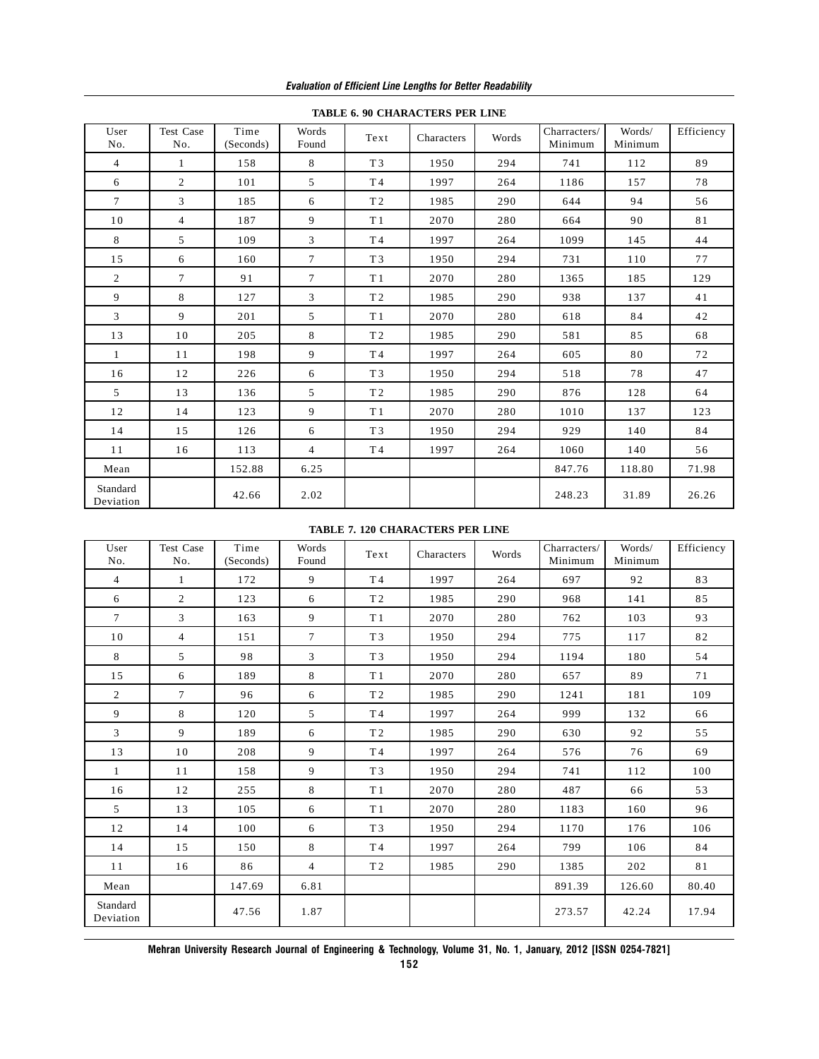**TABLE 6. 90 CHARACTERS PER LINE**

| User No. | Test Case No. | Time (Seconds) | Words Found | Text | Characters | Words | Charracters/ Minimum | Words/ Minimum | Efficiency |
|---|---|---|---|---|---|---|---|---|---|
| 4 | 1 | 158 | 8 | T3 | 1950 | 294 | 741 | 112 | 89 |
| 6 | 2 | 101 | 5 | T4 | 1997 | 264 | 1186 | 157 | 78 |
| 7 | 3 | 185 | 6 | T2 | 1985 | 290 | 644 | 94 | 56 |
| 10 | 4 | 187 | 9 | T1 | 2070 | 280 | 664 | 90 | 81 |
| 8 | 5 | 109 | 3 | T4 | 1997 | 264 | 1099 | 145 | 44 |
| 15 | 6 | 160 | 7 | T3 | 1950 | 294 | 731 | 110 | 77 |
| 2 | 7 | 91 | 7 | T1 | 2070 | 280 | 1365 | 185 | 129 |
| 9 | 8 | 127 | 3 | T2 | 1985 | 290 | 938 | 137 | 41 |
| 3 | 9 | 201 | 5 | T1 | 2070 | 280 | 618 | 84 | 42 |
| 13 | 10 | 205 | 8 | T2 | 1985 | 290 | 581 | 85 | 68 |
| 1 | 11 | 198 | 9 | T4 | 1997 | 264 | 605 | 80 | 72 |
| 16 | 12 | 226 | 6 | T3 | 1950 | 294 | 518 | 78 | 47 |
| 5 | 13 | 136 | 5 | T2 | 1985 | 290 | 876 | 128 | 64 |
| 12 | 14 | 123 | 9 | T1 | 2070 | 280 | 1010 | 137 | 123 |
| 14 | 15 | 126 | 6 | T3 | 1950 | 294 | 929 | 140 | 84 |
| 11 | 16 | 113 | 4 | T4 | 1997 | 264 | 1060 | 140 | 56 |
| Mean | | 152.88 | 6.25 | | | | 847.76 | 118.80 | 71.98 |
| Standard Deviation | | 42.66 | 2.02 | | | | 248.23 | 31.89 | 26.26 |

**TABLE 7. 120 CHARACTERS PER LINE**

| User No. | Test Case No. | Time (Seconds) | Words Found | Text | Characters | Words | Charracters/ Minimum | Words/ Minimum | Efficiency |
|---|---|---|---|---|---|---|---|---|---|
| 4 | 1 | 172 | 9 | T4 | 1997 | 264 | 697 | 92 | 83 |
| 6 | 2 | 123 | 6 | T2 | 1985 | 290 | 968 | 141 | 85 |
| 7 | 3 | 163 | 9 | T1 | 2070 | 280 | 762 | 103 | 93 |
| 10 | 4 | 151 | 7 | T3 | 1950 | 294 | 775 | 117 | 82 |
| 8 | 5 | 98 | 3 | T3 | 1950 | 294 | 1194 | 180 | 54 |
| 15 | 6 | 189 | 8 | T1 | 2070 | 280 | 657 | 89 | 71 |
| 2 | 7 | 96 | 6 | T2 | 1985 | 290 | 1241 | 181 | 109 |
| 9 | 8 | 120 | 5 | T4 | 1997 | 264 | 999 | 132 | 66 |
| 3 | 9 | 189 | 6 | T2 | 1985 | 290 | 630 | 92 | 55 |
| 13 | 10 | 208 | 9 | T4 | 1997 | 264 | 576 | 76 | 69 |
| 1 | 11 | 158 | 9 | T3 | 1950 | 294 | 741 | 112 | 100 |
| 16 | 12 | 255 | 8 | T1 | 2070 | 280 | 487 | 66 | 53 |
| 5 | 13 | 105 | 6 | T1 | 2070 | 280 | 1183 | 160 | 96 |
| 12 | 14 | 100 | 6 | T3 | 1950 | 294 | 1170 | 176 | 106 |
| 14 | 15 | 150 | 8 | T4 | 1997 | 264 | 799 | 106 | 84 |
| 11 | 16 | 86 | 4 | T2 | 1985 | 290 | 1385 | 202 | 81 |
| Mean | | 147.69 | 6.81 | | | | 891.39 | 126.60 | 80.40 |
| Standard Deviation | | 47.56 | 1.87 | | | | 273.57 | 42.24 | 17.94 |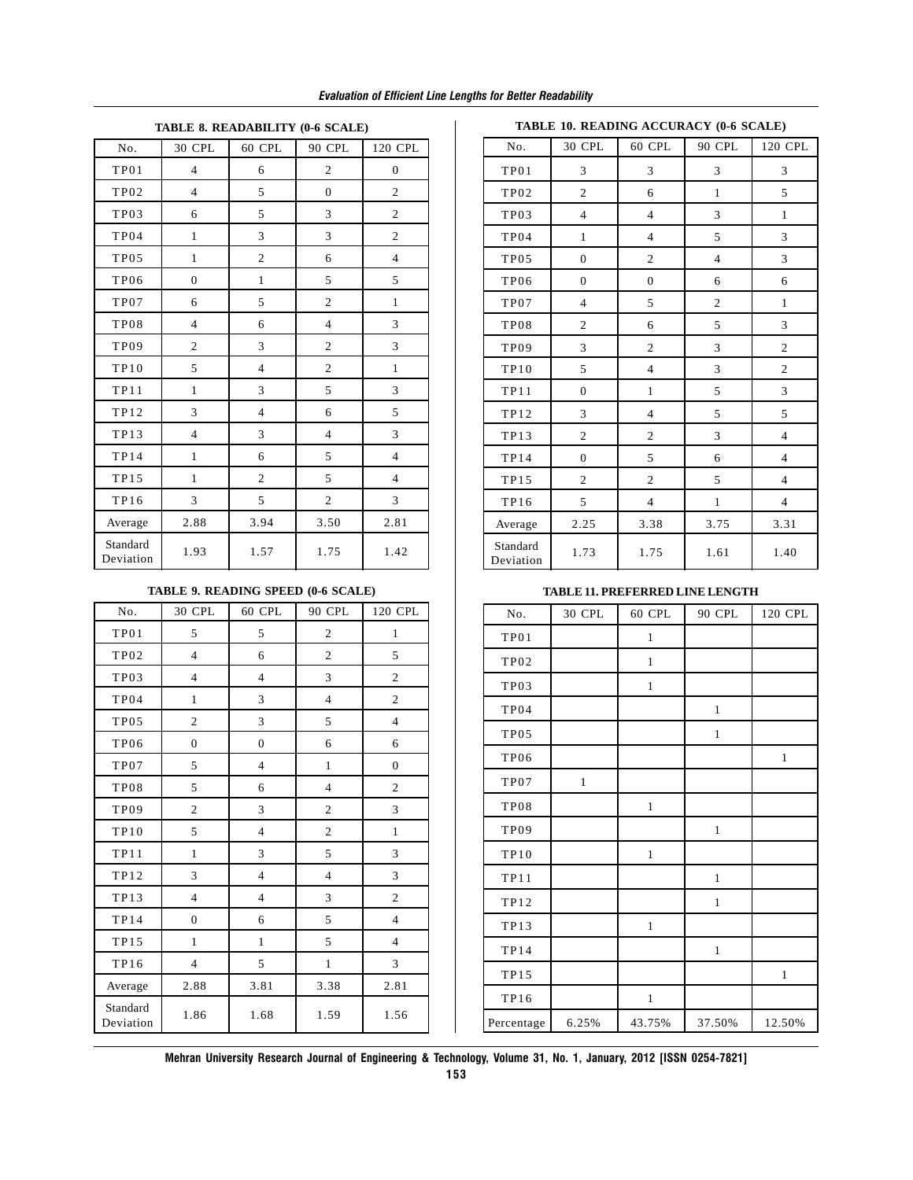**TABLE 8. READABILITY (0-6 SCALE)**

| No. | 30 CPL | 60 CPL | 90 CPL | 120 CPL |
|---|---|---|---|---|
| TP01 | 4 | 6 | 2 | 0 |
| TP02 | 4 | 5 | 0 | 2 |
| TP03 | 6 | 5 | 3 | 2 |
| TP04 | 1 | 3 | 3 | 2 |
| TP05 | 1 | 2 | 6 | 4 |
| TP06 | 0 | 1 | 5 | 5 |
| TP07 | 6 | 5 | 2 | 1 |
| TP08 | 4 | 6 | 4 | 3 |
| TP09 | 2 | 3 | 2 | 3 |
| TP10 | 5 | 4 | 2 | 1 |
| TP11 | 1 | 3 | 5 | 3 |
| TP12 | 3 | 4 | 6 | 5 |
| TP13 | 4 | 3 | 4 | 3 |
| TP14 | 1 | 6 | 5 | 4 |
| TP15 | 1 | 2 | 5 | 4 |
| TP16 | 3 | 5 | 2 | 3 |
| Average | 2.88 | 3.94 | 3.50 | 2.81 |
| Standard Deviation | 1.93 | 1.57 | 1.75 | 1.42 |

**TABLE 9. READING SPEED (0-6 SCALE)**

| No. | 30 CPL | 60 CPL | 90 CPL | 120 CPL |
|---|---|---|---|---|
| TP01 | 5 | 5 | 2 | 1 |
| TP02 | 4 | 6 | 2 | 5 |
| TP03 | 4 | 4 | 3 | 2 |
| TP04 | 1 | 3 | 4 | 2 |
| TP05 | 2 | 3 | 5 | 4 |
| TP06 | 0 | 0 | 6 | 6 |
| TP07 | 5 | 4 | 1 | 0 |
| TP08 | 5 | 6 | 4 | 2 |
| TP09 | 2 | 3 | 2 | 3 |
| TP10 | 5 | 4 | 2 | 1 |
| TP11 | 1 | 3 | 5 | 3 |
| TP12 | 3 | 4 | 4 | 3 |
| TP13 | 4 | 4 | 3 | 2 |
| TP14 | 0 | 6 | 5 | 4 |
| TP15 | 1 | 1 | 5 | 4 |
| TP16 | 4 | 5 | 1 | 3 |
| Average | 2.88 | 3.81 | 3.38 | 2.81 |
| Standard Deviation | 1.86 | 1.68 | 1.59 | 1.56 |

**TABLE 10. READING ACCURACY (0-6 SCALE)**

| No. | 30 CPL | 60 CPL | 90 CPL | 120 CPL |
|---|---|---|---|---|
| TP01 | 3 | 3 | 3 | 3 |
| TP02 | 2 | 6 | 1 | 5 |
| TP03 | 4 | 4 | 3 | 1 |
| TP04 | 1 | 4 | 5 | 3 |
| TP05 | 0 | 2 | 4 | 3 |
| TP06 | 0 | 0 | 6 | 6 |
| TP07 | 4 | 5 | 2 | 1 |
| TP08 | 2 | 6 | 5 | 3 |
| TP09 | 3 | 2 | 3 | 2 |
| TP10 | 5 | 4 | 3 | 2 |
| TP11 | 0 | 1 | 5 | 3 |
| TP12 | 3 | 4 | 5 | 5 |
| TP13 | 2 | 2 | 3 | 4 |
| TP14 | 0 | 5 | 6 | 4 |
| TP15 | 2 | 2 | 5 | 4 |
| TP16 | 5 | 4 | 1 | 4 |
| Average | 2.25 | 3.38 | 3.75 | 3.31 |
| Standard Deviation | 1.73 | 1.75 | 1.61 | 1.40 |

**TABLE 11. PREFERRED LINE LENGTH**

| No. | 30 CPL | 60 CPL | 90 CPL | 120 CPL |
|---|---|---|---|---|
| TP01 | | 1 | | |
| TP02 | | 1 | | |
| TP03 | | 1 | | |
| TP04 | | | 1 | |
| TP05 | | | 1 | |
| TP06 | | | | 1 |
| TP07 | 1 | | | |
| TP08 | | 1 | | |
| TP09 | | | 1 | |
| TP10 | | 1 | | |
| TP11 | | | 1 | |
| TP12 | | | 1 | |
| TP13 | | 1 | | |
| TP14 | | | 1 | |
| TP15 | | | | 1 |
| TP16 | | 1 | | |
| Percentage | 6.25% | 43.75% | 37.50% | 12.50% |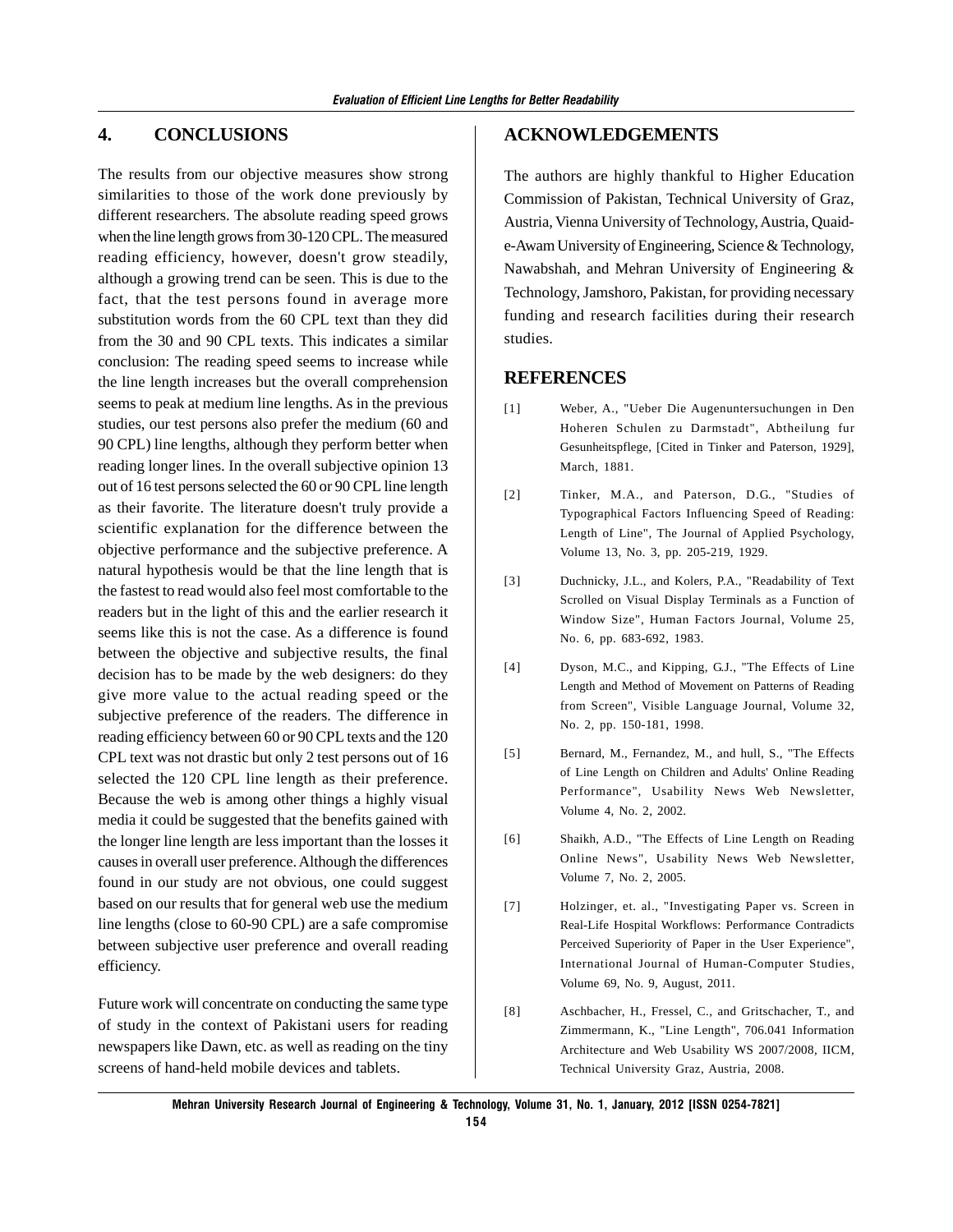## 4. CONCLUSIONS

The results from our objective measures show strong similarities to those of the work done previously by different researchers. The absolute reading speed grows when the line length grows from 30-120 CPL. The measured reading efficiency, however, doesn't grow steadily, although a growing trend can be seen. This is due to the fact, that the test persons found in average more substitution words from the 60 CPL text than they did from the 30 and 90 CPL texts. This indicates a similar conclusion: The reading speed seems to increase while the line length increases but the overall comprehension seems to peak at medium line lengths. As in the previous studies, our test persons also prefer the medium (60 and 90 CPL) line lengths, although they perform better when reading longer lines. In the overall subjective opinion 13 out of 16 test persons selected the 60 or 90 CPL line length as their favorite. The literature doesn't truly provide a scientific explanation for the difference between the objective performance and the subjective preference. A natural hypothesis would be that the line length that is the fastest to read would also feel most comfortable to the readers but in the light of this and the earlier research it seems like this is not the case. As a difference is found between the objective and subjective results, the final decision has to be made by the web designers: do they give more value to the actual reading speed or the subjective preference of the readers. The difference in reading efficiency between 60 or 90 CPL texts and the 120 CPL text was not drastic but only 2 test persons out of 16 selected the 120 CPL line length as their preference. Because the web is among other things a highly visual media it could be suggested that the benefits gained with the longer line length are less important than the losses it causes in overall user preference. Although the differences found in our study are not obvious, one could suggest based on our results that for general web use the medium line lengths (close to 60-90 CPL) are a safe compromise between subjective user preference and overall reading efficiency.

Future work will concentrate on conducting the same type of study in the context of Pakistani users for reading newspapers like Dawn, etc. as well as reading on the tiny screens of hand-held mobile devices and tablets.

## ACKNOWLEDGEMENTS

The authors are highly thankful to Higher Education Commission of Pakistan, Technical University of Graz, Austria, Vienna University of Technology, Austria, Quaid-e-Awam University of Engineering, Science & Technology, Nawabshah, and Mehran University of Engineering & Technology, Jamshoro, Pakistan, for providing necessary funding and research facilities during their research studies.

## REFERENCES

[1] Weber, A., "Ueber Die Augenuntersuchungen in Den Hoheren Schulen zu Darmstadt", Abtheilung fur Gesunheitspflege, [Cited in Tinker and Paterson, 1929], March, 1881.

[2] Tinker, M.A., and Paterson, D.G., "Studies of Typographical Factors Influencing Speed of Reading: Length of Line", The Journal of Applied Psychology, Volume 13, No. 3, pp. 205-219, 1929.

[3] Duchnicky, J.L., and Kolers, P.A., "Readability of Text Scrolled on Visual Display Terminals as a Function of Window Size", Human Factors Journal, Volume 25, No. 6, pp. 683-692, 1983.

[4] Dyson, M.C., and Kipping, G.J., "The Effects of Line Length and Method of Movement on Patterns of Reading from Screen", Visible Language Journal, Volume 32, No. 2, pp. 150-181, 1998.

[5] Bernard, M., Fernandez, M., and hull, S., "The Effects of Line Length on Children and Adults' Online Reading Performance", Usability News Web Newsletter, Volume 4, No. 2, 2002.

[6] Shaikh, A.D., "The Effects of Line Length on Reading Online News", Usability News Web Newsletter, Volume 7, No. 2, 2005.

[7] Holzinger, et. al., "Investigating Paper vs. Screen in Real-Life Hospital Workflows: Performance Contradicts Perceived Superiority of Paper in the User Experience", International Journal of Human-Computer Studies, Volume 69, No. 9, August, 2011.

[8] Aschbacher, H., Fressel, C., and Gritschacher, T., and Zimmermann, K., "Line Length", 706.041 Information Architecture and Web Usability WS 2007/2008, IICM, Technical University Graz, Austria, 2008.